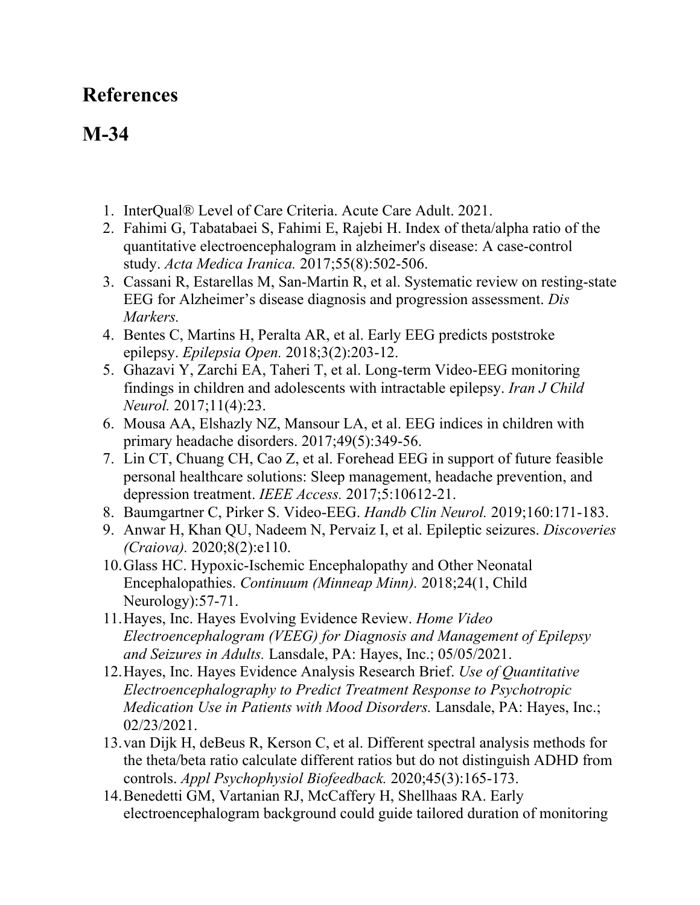# References

# M-34

1. InterQual® Level of Care Criteria. Acute Care Adult. 2021.
2. Fahimi G, Tabatabaei S, Fahimi E, Rajebi H. Index of theta/alpha ratio of the quantitative electroencephalogram in alzheimer's disease: A case-control study. *Acta Medica Iranica.* 2017;55(8):502-506.
3. Cassani R, Estarellas M, San-Martin R, et al. Systematic review on resting-state EEG for Alzheimer's disease diagnosis and progression assessment. *Dis Markers.*
4. Bentes C, Martins H, Peralta AR, et al. Early EEG predicts poststroke epilepsy. *Epilepsia Open.* 2018;3(2):203-12.
5. Ghazavi Y, Zarchi EA, Taheri T, et al. Long-term Video-EEG monitoring findings in children and adolescents with intractable epilepsy. *Iran J Child Neurol.* 2017;11(4):23.
6. Mousa AA, Elshazly NZ, Mansour LA, et al. EEG indices in children with primary headache disorders. 2017;49(5):349-56.
7. Lin CT, Chuang CH, Cao Z, et al. Forehead EEG in support of future feasible personal healthcare solutions: Sleep management, headache prevention, and depression treatment. *IEEE Access.* 2017;5:10612-21.
8. Baumgartner C, Pirker S. Video-EEG. *Handb Clin Neurol.* 2019;160:171-183.
9. Anwar H, Khan QU, Nadeem N, Pervaiz I, et al. Epileptic seizures. *Discoveries (Craiova).* 2020;8(2):e110.
10. Glass HC. Hypoxic-Ischemic Encephalopathy and Other Neonatal Encephalopathies. *Continuum (Minneap Minn).* 2018;24(1, Child Neurology):57-71.
11. Hayes, Inc. Hayes Evolving Evidence Review. *Home Video Electroencephalogram (VEEG) for Diagnosis and Management of Epilepsy and Seizures in Adults.* Lansdale, PA: Hayes, Inc.; 05/05/2021.
12. Hayes, Inc. Hayes Evidence Analysis Research Brief. *Use of Quantitative Electroencephalography to Predict Treatment Response to Psychotropic Medication Use in Patients with Mood Disorders.* Lansdale, PA: Hayes, Inc.; 02/23/2021.
13. van Dijk H, deBeus R, Kerson C, et al. Different spectral analysis methods for the theta/beta ratio calculate different ratios but do not distinguish ADHD from controls. *Appl Psychophysiol Biofeedback.* 2020;45(3):165-173.
14. Benedetti GM, Vartanian RJ, McCaffery H, Shellhaas RA. Early electroencephalogram background could guide tailored duration of monitoring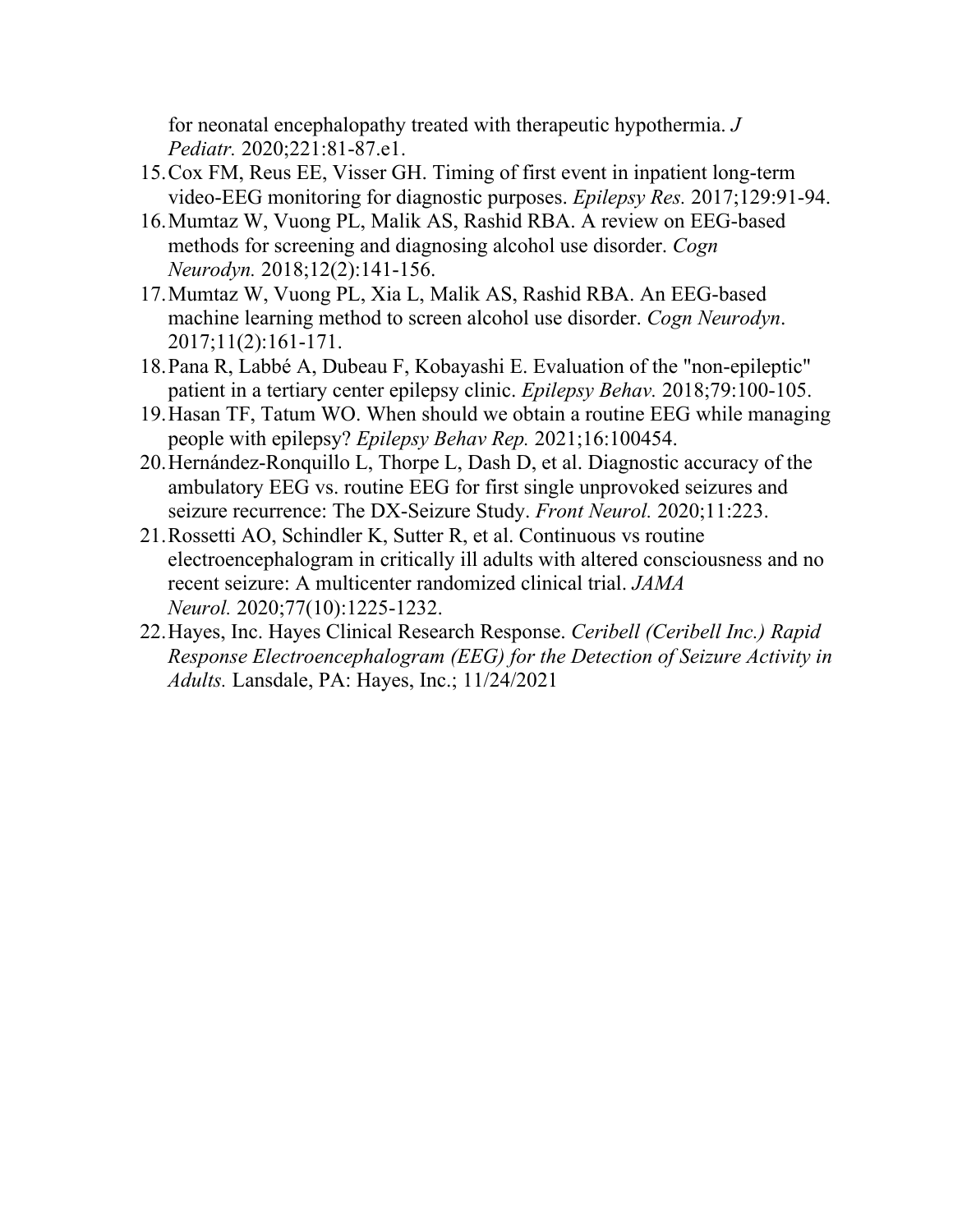for neonatal encephalopathy treated with therapeutic hypothermia. *J Pediatr.* 2020;221:81-87.e1.

15. Cox FM, Reus EE, Visser GH. Timing of first event in inpatient long-term video-EEG monitoring for diagnostic purposes. *Epilepsy Res.* 2017;129:91-94.
16. Mumtaz W, Vuong PL, Malik AS, Rashid RBA. A review on EEG-based methods for screening and diagnosing alcohol use disorder. *Cogn Neurodyn.* 2018;12(2):141-156.
17. Mumtaz W, Vuong PL, Xia L, Malik AS, Rashid RBA. An EEG-based machine learning method to screen alcohol use disorder. *Cogn Neurodyn*. 2017;11(2):161-171.
18. Pana R, Labbé A, Dubeau F, Kobayashi E. Evaluation of the "non-epileptic" patient in a tertiary center epilepsy clinic. *Epilepsy Behav.* 2018;79:100-105.
19. Hasan TF, Tatum WO. When should we obtain a routine EEG while managing people with epilepsy? *Epilepsy Behav Rep.* 2021;16:100454.
20. Hernández-Ronquillo L, Thorpe L, Dash D, et al. Diagnostic accuracy of the ambulatory EEG vs. routine EEG for first single unprovoked seizures and seizure recurrence: The DX-Seizure Study. *Front Neurol.* 2020;11:223.
21. Rossetti AO, Schindler K, Sutter R, et al. Continuous vs routine electroencephalogram in critically ill adults with altered consciousness and no recent seizure: A multicenter randomized clinical trial. *JAMA Neurol.* 2020;77(10):1225-1232.
22. Hayes, Inc. Hayes Clinical Research Response. *Ceribell (Ceribell Inc.) Rapid Response Electroencephalogram (EEG) for the Detection of Seizure Activity in Adults.* Lansdale, PA: Hayes, Inc.; 11/24/2021